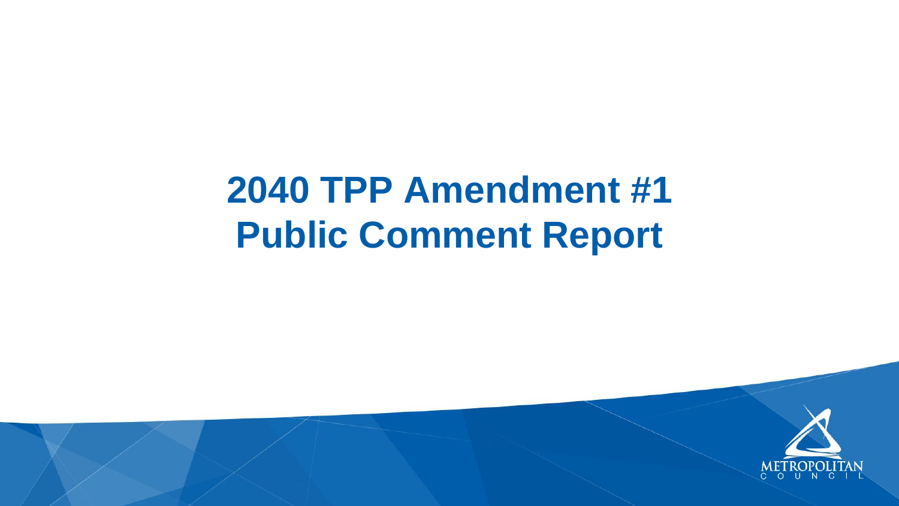# 2040 TPP Amendment #1 Public Comment Report

METROPOLITAN COUNCIL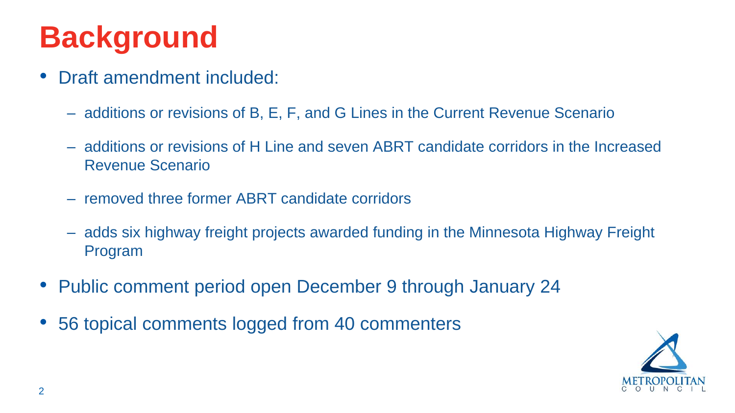# Background

- Draft amendment included:
  - additions or revisions of B, E, F, and G Lines in the Current Revenue Scenario
  - additions or revisions of H Line and seven ABRT candidate corridors in the Increased Revenue Scenario
  - removed three former ABRT candidate corridors
  - adds six highway freight projects awarded funding in the Minnesota Highway Freight Program
- Public comment period open December 9 through January 24
- 56 topical comments logged from 40 commenters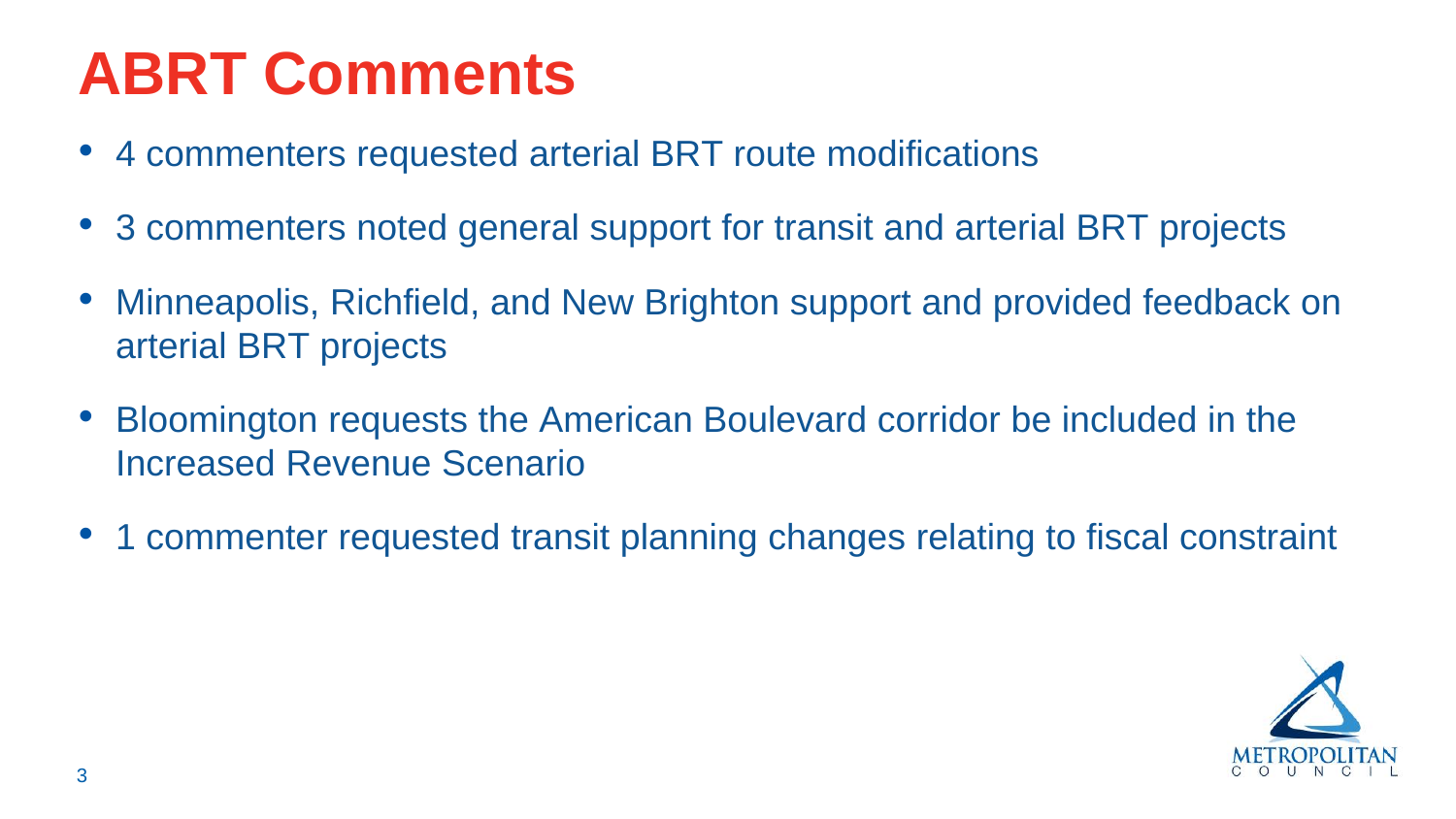# ABRT Comments

- 4 commenters requested arterial BRT route modifications
- 3 commenters noted general support for transit and arterial BRT projects
- Minneapolis, Richfield, and New Brighton support and provided feedback on arterial BRT projects
- Bloomington requests the American Boulevard corridor be included in the Increased Revenue Scenario
- 1 commenter requested transit planning changes relating to fiscal constraint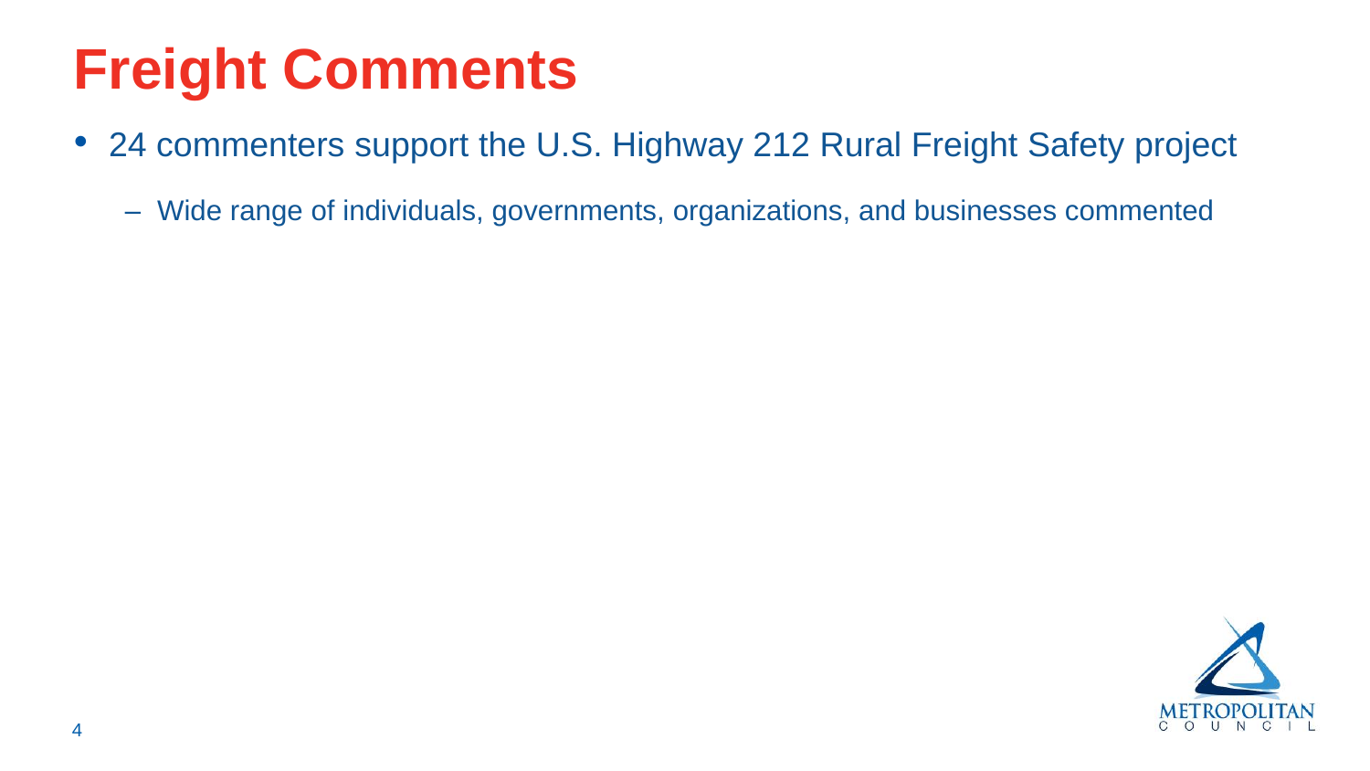# Freight Comments

- 24 commenters support the U.S. Highway 212 Rural Freight Safety project
  - Wide range of individuals, governments, organizations, and businesses commented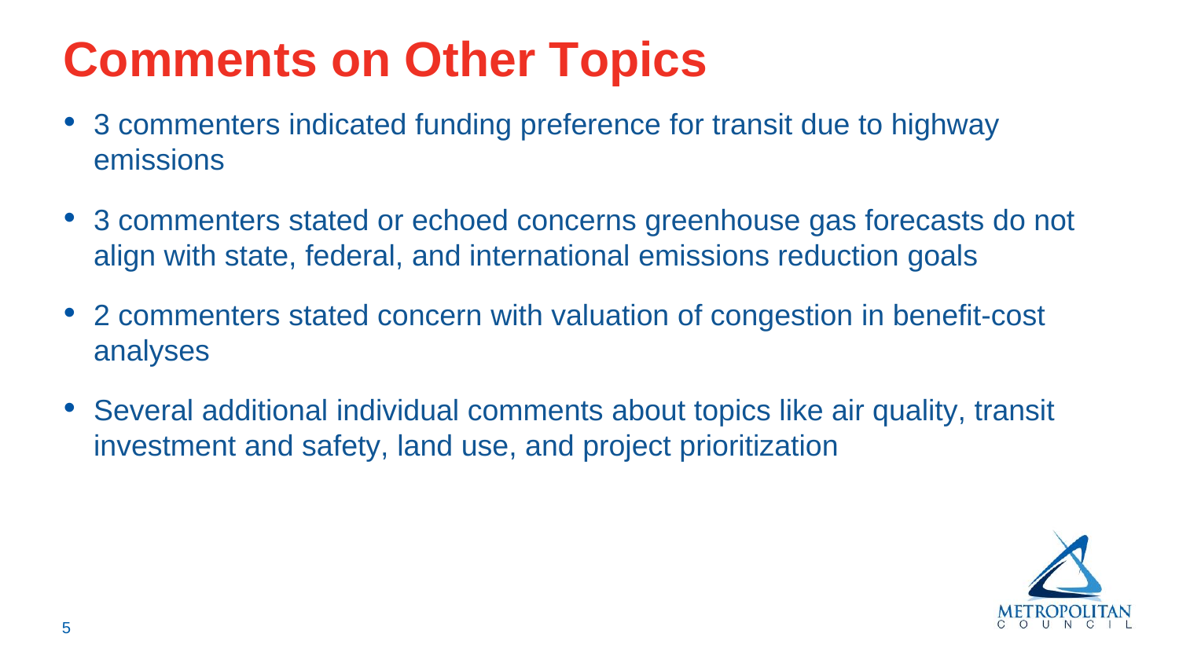# Comments on Other Topics

- 3 commenters indicated funding preference for transit due to highway emissions
- 3 commenters stated or echoed concerns greenhouse gas forecasts do not align with state, federal, and international emissions reduction goals
- 2 commenters stated concern with valuation of congestion in benefit-cost analyses
- Several additional individual comments about topics like air quality, transit investment and safety, land use, and project prioritization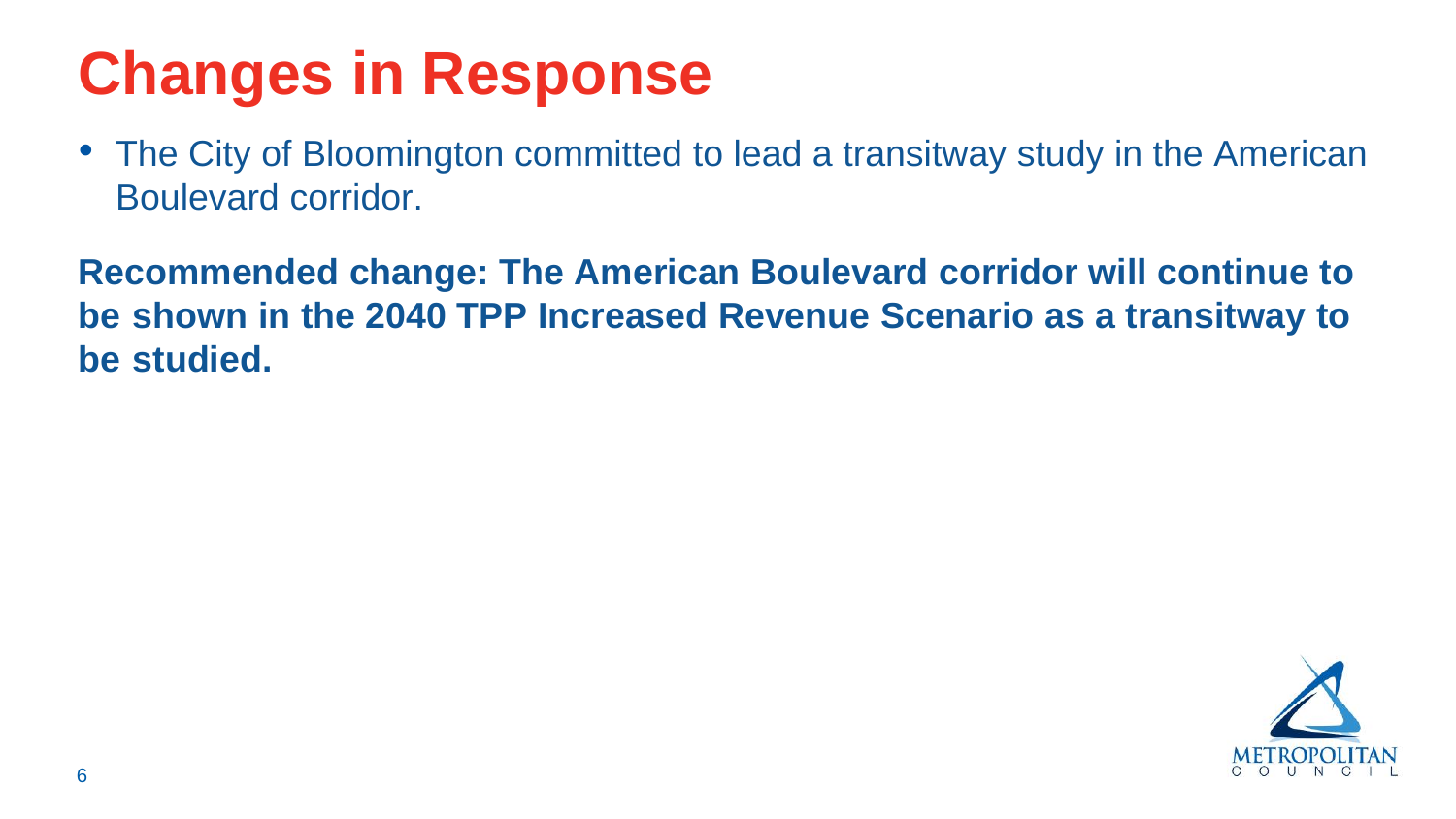# Changes in Response

- The City of Bloomington committed to lead a transitway study in the American Boulevard corridor.

**Recommended change: The American Boulevard corridor will continue to be shown in the 2040 TPP Increased Revenue Scenario as a transitway to be studied.**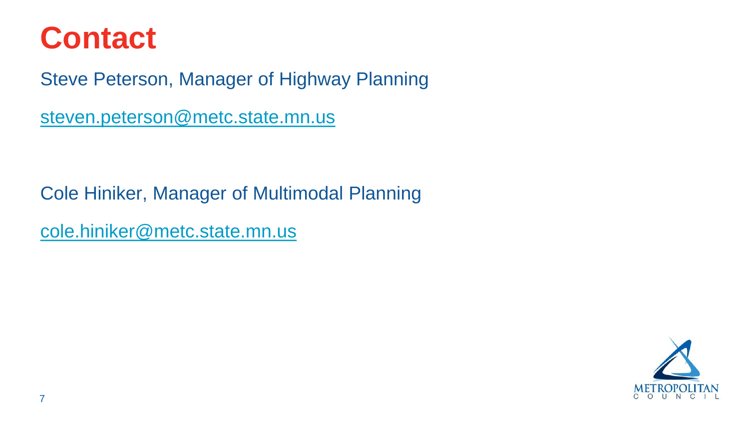# Contact

Steve Peterson, Manager of Highway Planning

steven.peterson@metc.state.mn.us

Cole Hiniker, Manager of Multimodal Planning

cole.hiniker@metc.state.mn.us